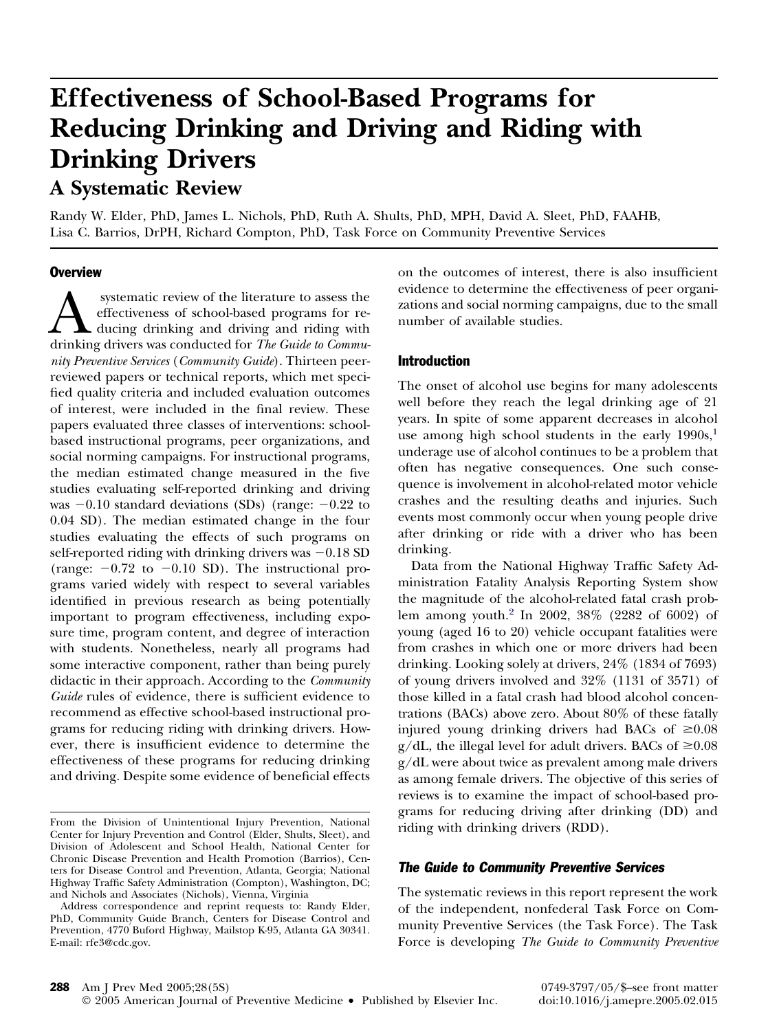# Effectiveness of School-Based Programs for Reducing Drinking and Driving and Riding with Drinking Drivers

## A Systematic Review

Randy W. Elder, PhD, James L. Nichols, PhD, Ruth A. Shults, PhD, MPH, David A. Sleet, PhD, FAAHB, Lisa C. Barrios, DrPH, Richard Compton, PhD, Task Force on Community Preventive Services

### Overview

A systematic review of the literature to assess the effectiveness of school-based programs for reducing drinking and driving and riding with drinking drivers was conducted for *The Guide to Community Preventive Services* (*Community Guide*). Thirteen peer-reviewed papers or technical reports, which met specified quality criteria and included evaluation outcomes of interest, were included in the final review. These papers evaluated three classes of interventions: school-based instructional programs, peer organizations, and social norming campaigns. For instructional programs, the median estimated change measured in the five studies evaluating self-reported drinking and driving was −0.10 standard deviations (SDs) (range: −0.22 to 0.04 SD). The median estimated change in the four studies evaluating the effects of such programs on self-reported riding with drinking drivers was −0.18 SD (range: −0.72 to −0.10 SD). The instructional programs varied widely with respect to several variables identified in previous research as being potentially important to program effectiveness, including exposure time, program content, and degree of interaction with students. Nonetheless, nearly all programs had some interactive component, rather than being purely didactic in their approach. According to the *Community Guide* rules of evidence, there is sufficient evidence to recommend as effective school-based instructional programs for reducing riding with drinking drivers. However, there is insufficient evidence to determine the effectiveness of these programs for reducing drinking and driving. Despite some evidence of beneficial effects on the outcomes of interest, there is also insufficient evidence to determine the effectiveness of peer organizations and social norming campaigns, due to the small number of available studies.

From the Division of Unintentional Injury Prevention, National Center for Injury Prevention and Control (Elder, Shults, Sleet), and Division of Adolescent and School Health, National Center for Chronic Disease Prevention and Health Promotion (Barrios), Centers for Disease Control and Prevention, Atlanta, Georgia; National Highway Traffic Safety Administration (Compton), Washington, DC; and Nichols and Associates (Nichols), Vienna, Virginia

Address correspondence and reprint requests to: Randy Elder, PhD, Community Guide Branch, Centers for Disease Control and Prevention, 4770 Buford Highway, Mailstop K-95, Atlanta GA 30341. E-mail: rfe3@cdc.gov.

### Introduction

The onset of alcohol use begins for many adolescents well before they reach the legal drinking age of 21 years. In spite of some apparent decreases in alcohol use among high school students in the early 1990s,[1] underage use of alcohol continues to be a problem that often has negative consequences. One such consequence is involvement in alcohol-related motor vehicle crashes and the resulting deaths and injuries. Such events most commonly occur when young people drive after drinking or ride with a driver who has been drinking.

Data from the National Highway Traffic Safety Administration Fatality Analysis Reporting System show the magnitude of the alcohol-related fatal crash problem among youth.[2] In 2002, 38% (2282 of 6002) of young (aged 16 to 20) vehicle occupant fatalities were from crashes in which one or more drivers had been drinking. Looking solely at drivers, 24% (1834 of 7693) of young drivers involved and 32% (1131 of 3571) of those killed in a fatal crash had blood alcohol concentrations (BACs) above zero. About 80% of these fatally injured young drinking drivers had BACs of ≥0.08 g/dL, the illegal level for adult drivers. BACs of ≥0.08 g/dL were about twice as prevalent among male drivers as among female drivers. The objective of this series of reviews is to examine the impact of school-based programs for reducing driving after drinking (DD) and riding with drinking drivers (RDD).

### *The Guide to Community Preventive Services*

The systematic reviews in this report represent the work of the independent, nonfederal Task Force on Community Preventive Services (the Task Force). The Task Force is developing *The Guide to Community Preventive*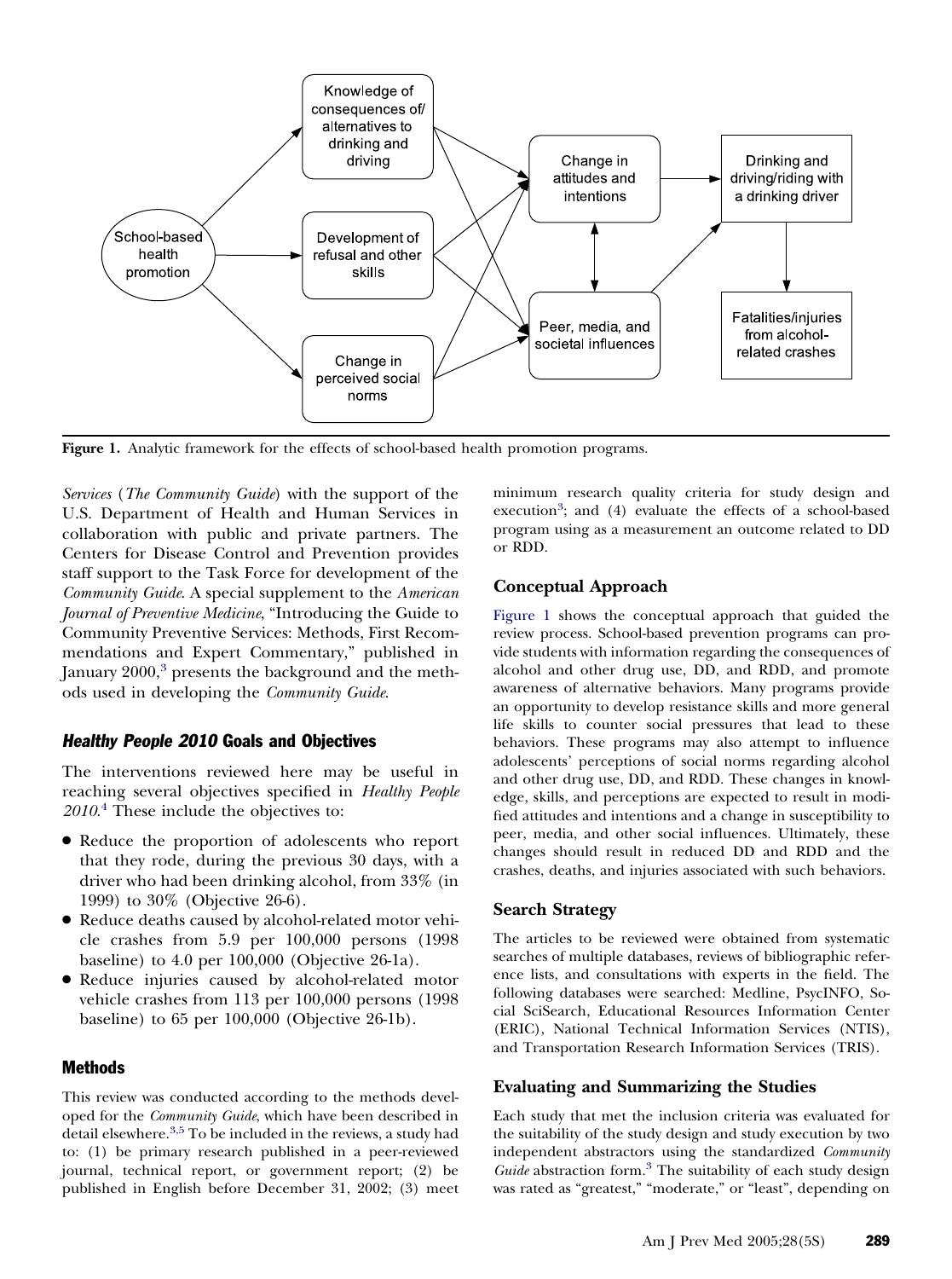Figure 1. Analytic framework for the effects of school-based health promotion programs.

*Services* (*The Community Guide*) with the support of the U.S. Department of Health and Human Services in collaboration with public and private partners. The Centers for Disease Control and Prevention provides staff support to the Task Force for development of the *Community Guide*. A special supplement to the *American Journal of Preventive Medicine*, "Introducing the Guide to Community Preventive Services: Methods, First Recommendations and Expert Commentary," published in January 2000,[3] presents the background and the methods used in developing the *Community Guide*.

## *Healthy People 2010* Goals and Objectives

The interventions reviewed here may be useful in reaching several objectives specified in *Healthy People 2010*.[4] These include the objectives to:

- Reduce the proportion of adolescents who report that they rode, during the previous 30 days, with a driver who had been drinking alcohol, from 33% (in 1999) to 30% (Objective 26-6).
- Reduce deaths caused by alcohol-related motor vehicle crashes from 5.9 per 100,000 persons (1998 baseline) to 4.0 per 100,000 (Objective 26-1a).
- Reduce injuries caused by alcohol-related motor vehicle crashes from 113 per 100,000 persons (1998 baseline) to 65 per 100,000 (Objective 26-1b).

## Methods

This review was conducted according to the methods developed for the *Community Guide*, which have been described in detail elsewhere.[3,5] To be included in the reviews, a study had to: (1) be primary research published in a peer-reviewed journal, technical report, or government report; (2) be published in English before December 31, 2002; (3) meet minimum research quality criteria for study design and execution[3]; and (4) evaluate the effects of a school-based program using as a measurement an outcome related to DD or RDD.

### Conceptual Approach

Figure 1 shows the conceptual approach that guided the review process. School-based prevention programs can provide students with information regarding the consequences of alcohol and other drug use, DD, and RDD, and promote awareness of alternative behaviors. Many programs provide an opportunity to develop resistance skills and more general life skills to counter social pressures that lead to these behaviors. These programs may also attempt to influence adolescents' perceptions of social norms regarding alcohol and other drug use, DD, and RDD. These changes in knowledge, skills, and perceptions are expected to result in modified attitudes and intentions and a change in susceptibility to peer, media, and other social influences. Ultimately, these changes should result in reduced DD and RDD and the crashes, deaths, and injuries associated with such behaviors.

### Search Strategy

The articles to be reviewed were obtained from systematic searches of multiple databases, reviews of bibliographic reference lists, and consultations with experts in the field. The following databases were searched: Medline, PsycINFO, Social SciSearch, Educational Resources Information Center (ERIC), National Technical Information Services (NTIS), and Transportation Research Information Services (TRIS).

### Evaluating and Summarizing the Studies

Each study that met the inclusion criteria was evaluated for the suitability of the study design and study execution by two independent abstractors using the standardized *Community Guide* abstraction form.[3] The suitability of each study design was rated as "greatest," "moderate," or "least", depending on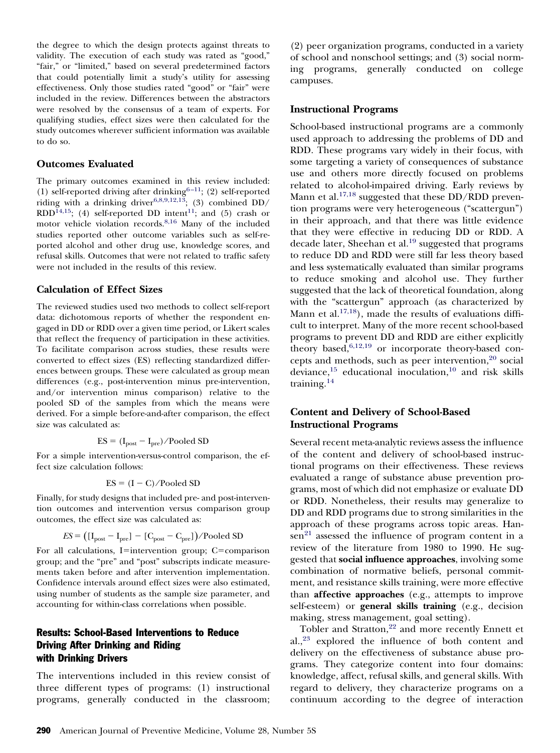the degree to which the design protects against threats to validity. The execution of each study was rated as "good," "fair," or "limited," based on several predetermined factors that could potentially limit a study's utility for assessing effectiveness. Only those studies rated "good" or "fair" were included in the review. Differences between the abstractors were resolved by the consensus of a team of experts. For qualifying studies, effect sizes were then calculated for the study outcomes wherever sufficient information was available to do so.

### Outcomes Evaluated

The primary outcomes examined in this review included: (1) self-reported driving after drinking[6–11]; (2) self-reported riding with a drinking driver[6,8,9,12,13]; (3) combined DD/RDD[14,15]; (4) self-reported DD intent[11]; and (5) crash or motor vehicle violation records.[8,16] Many of the included studies reported other outcome variables such as self-reported alcohol and other drug use, knowledge scores, and refusal skills. Outcomes that were not related to traffic safety were not included in the results of this review.

### Calculation of Effect Sizes

The reviewed studies used two methods to collect self-report data: dichotomous reports of whether the respondent engaged in DD or RDD over a given time period, or Likert scales that reflect the frequency of participation in these activities. To facilitate comparison across studies, these results were converted to effect sizes (ES) reflecting standardized differences between groups. These were calculated as group mean differences (e.g., post-intervention minus pre-intervention, and/or intervention minus comparison) relative to the pooled SD of the samples from which the means were derived. For a simple before-and-after comparison, the effect size was calculated as:

$$\text{ES} = (\text{I}_{\text{post}} - \text{I}_{\text{pre}})/\text{Pooled SD}$$

For a simple intervention-versus-control comparison, the effect size calculation follows:

$$\text{ES} = (\text{I} - \text{C})/\text{Pooled SD}$$

Finally, for study designs that included pre- and post-intervention outcomes and intervention versus comparison group outcomes, the effect size was calculated as:

$$ES = \left([\text{I}_{\text{post}} - \text{I}_{\text{pre}}] - [\text{C}_{\text{post}} - \text{C}_{\text{pre}}]\right)/\text{Pooled SD}$$

For all calculations, I=intervention group; C=comparison group; and the "pre" and "post" subscripts indicate measurements taken before and after intervention implementation. Confidence intervals around effect sizes were also estimated, using number of students as the sample size parameter, and accounting for within-class correlations when possible.

## Results: School-Based Interventions to Reduce Driving After Drinking and Riding with Drinking Drivers

The interventions included in this review consist of three different types of programs: (1) instructional programs, generally conducted in the classroom; (2) peer organization programs, conducted in a variety of school and nonschool settings; and (3) social norming programs, generally conducted on college campuses.

### Instructional Programs

School-based instructional programs are a commonly used approach to addressing the problems of DD and RDD. These programs vary widely in their focus, with some targeting a variety of consequences of substance use and others more directly focused on problems related to alcohol-impaired driving. Early reviews by Mann et al.[17,18] suggested that these DD/RDD prevention programs were very heterogeneous ("scattergun") in their approach, and that there was little evidence that they were effective in reducing DD or RDD. A decade later, Sheehan et al.[19] suggested that programs to reduce DD and RDD were still far less theory based and less systematically evaluated than similar programs to reduce smoking and alcohol use. They further suggested that the lack of theoretical foundation, along with the "scattergun" approach (as characterized by Mann et al.[17,18]), made the results of evaluations difficult to interpret. Many of the more recent school-based programs to prevent DD and RDD are either explicitly theory based,[6,12,19] or incorporate theory-based concepts and methods, such as peer intervention,[20] social deviance,[15] educational inoculation,[10] and risk skills training.[14]

### Content and Delivery of School-Based Instructional Programs

Several recent meta-analytic reviews assess the influence of the content and delivery of school-based instructional programs on their effectiveness. These reviews evaluated a range of substance abuse prevention programs, most of which did not emphasize or evaluate DD or RDD. Nonetheless, their results may generalize to DD and RDD programs due to strong similarities in the approach of these programs across topic areas. Hansen[21] assessed the influence of program content in a review of the literature from 1980 to 1990. He suggested that **social influence approaches**, involving some combination of normative beliefs, personal commitment, and resistance skills training, were more effective than **affective approaches** (e.g., attempts to improve self-esteem) or **general skills training** (e.g., decision making, stress management, goal setting).

Tobler and Stratton,[22] and more recently Ennett et al.,[23] explored the influence of both content and delivery on the effectiveness of substance abuse programs. They categorize content into four domains: knowledge, affect, refusal skills, and general skills. With regard to delivery, they characterize programs on a continuum according to the degree of interaction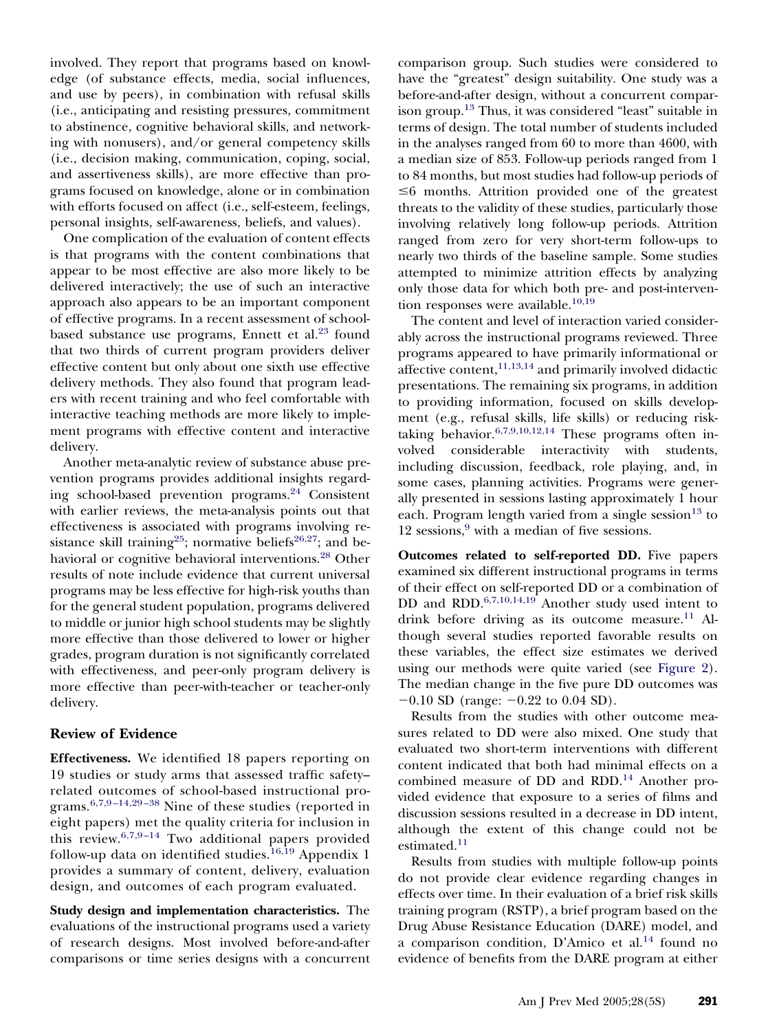involved. They report that programs based on knowledge (of substance effects, media, social influences, and use by peers), in combination with refusal skills (i.e., anticipating and resisting pressures, commitment to abstinence, cognitive behavioral skills, and networking with nonusers), and/or general competency skills (i.e., decision making, communication, coping, social, and assertiveness skills), are more effective than programs focused on knowledge, alone or in combination with efforts focused on affect (i.e., self-esteem, feelings, personal insights, self-awareness, beliefs, and values).

One complication of the evaluation of content effects is that programs with the content combinations that appear to be most effective are also more likely to be delivered interactively; the use of such an interactive approach also appears to be an important component of effective programs. In a recent assessment of school-based substance use programs, Ennett et al.[23] found that two thirds of current program providers deliver effective content but only about one sixth use effective delivery methods. They also found that program leaders with recent training and who feel comfortable with interactive teaching methods are more likely to implement programs with effective content and interactive delivery.

Another meta-analytic review of substance abuse prevention programs provides additional insights regarding school-based prevention programs.[24] Consistent with earlier reviews, the meta-analysis points out that effectiveness is associated with programs involving resistance skill training[25]; normative beliefs[26,27]; and behavioral or cognitive behavioral interventions.[28] Other results of note include evidence that current universal programs may be less effective for high-risk youths than for the general student population, programs delivered to middle or junior high school students may be slightly more effective than those delivered to lower or higher grades, program duration is not significantly correlated with effectiveness, and peer-only program delivery is more effective than peer-with-teacher or teacher-only delivery.

## Review of Evidence

**Effectiveness.** We identified 18 papers reporting on 19 studies or study arms that assessed traffic safety–related outcomes of school-based instructional programs.[6,7,9–14,29–38] Nine of these studies (reported in eight papers) met the quality criteria for inclusion in this review.[6,7,9–14] Two additional papers provided follow-up data on identified studies.[16,19] Appendix 1 provides a summary of content, delivery, evaluation design, and outcomes of each program evaluated.

**Study design and implementation characteristics.** The evaluations of the instructional programs used a variety of research designs. Most involved before-and-after comparisons or time series designs with a concurrent comparison group. Such studies were considered to have the "greatest" design suitability. One study was a before-and-after design, without a concurrent comparison group.[13] Thus, it was considered "least" suitable in terms of design. The total number of students included in the analyses ranged from 60 to more than 4600, with a median size of 853. Follow-up periods ranged from 1 to 84 months, but most studies had follow-up periods of ≤6 months. Attrition provided one of the greatest threats to the validity of these studies, particularly those involving relatively long follow-up periods. Attrition ranged from zero for very short-term follow-ups to nearly two thirds of the baseline sample. Some studies attempted to minimize attrition effects by analyzing only those data for which both pre- and post-intervention responses were available.[10,19]

The content and level of interaction varied considerably across the instructional programs reviewed. Three programs appeared to have primarily informational or affective content,[11,13,14] and primarily involved didactic presentations. The remaining six programs, in addition to providing information, focused on skills development (e.g., refusal skills, life skills) or reducing risk-taking behavior.[6,7,9,10,12,14] These programs often involved considerable interactivity with students, including discussion, feedback, role playing, and, in some cases, planning activities. Programs were generally presented in sessions lasting approximately 1 hour each. Program length varied from a single session[13] to 12 sessions,[9] with a median of five sessions.

**Outcomes related to self-reported DD.** Five papers examined six different instructional programs in terms of their effect on self-reported DD or a combination of DD and RDD.[6,7,10,14,19] Another study used intent to drink before driving as its outcome measure.[11] Although several studies reported favorable results on these variables, the effect size estimates we derived using our methods were quite varied (see Figure 2). The median change in the five pure DD outcomes was −0.10 SD (range: −0.22 to 0.04 SD).

Results from the studies with other outcome measures related to DD were also mixed. One study that evaluated two short-term interventions with different content indicated that both had minimal effects on a combined measure of DD and RDD.[14] Another provided evidence that exposure to a series of films and discussion sessions resulted in a decrease in DD intent, although the extent of this change could not be estimated.[11]

Results from studies with multiple follow-up points do not provide clear evidence regarding changes in effects over time. In their evaluation of a brief risk skills training program (RSTP), a brief program based on the Drug Abuse Resistance Education (DARE) model, and a comparison condition, D'Amico et al.[14] found no evidence of benefits from the DARE program at either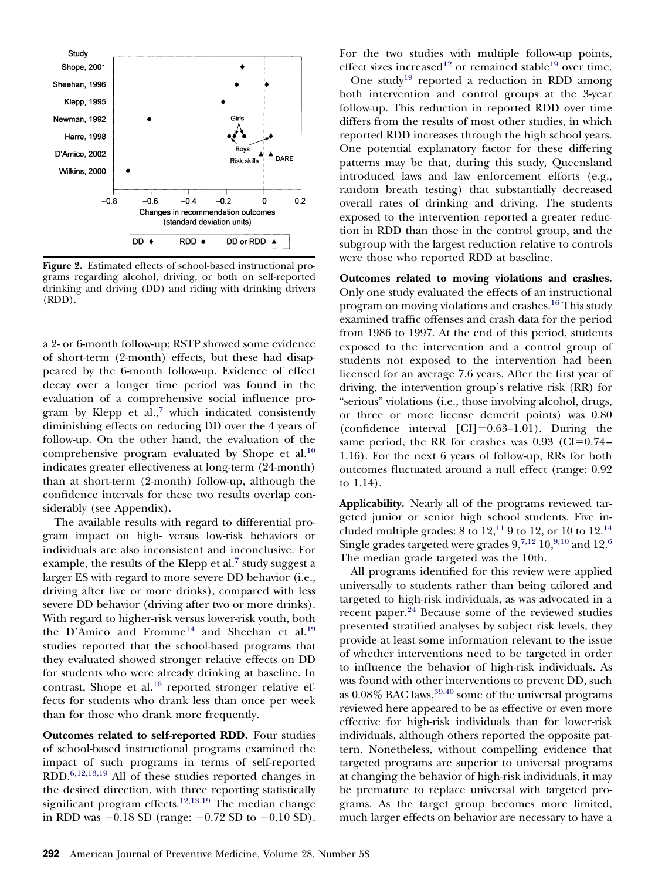Figure 2. Estimated effects of school-based instructional programs regarding alcohol, driving, or both on self-reported drinking and driving (DD) and riding with drinking drivers (RDD).

a 2- or 6-month follow-up; RSTP showed some evidence of short-term (2-month) effects, but these had disappeared by the 6-month follow-up. Evidence of effect decay over a longer time period was found in the evaluation of a comprehensive social influence program by Klepp et al.,[7] which indicated consistently diminishing effects on reducing DD over the 4 years of follow-up. On the other hand, the evaluation of the comprehensive program evaluated by Shope et al.[10] indicates greater effectiveness at long-term (24-month) than at short-term (2-month) follow-up, although the confidence intervals for these two results overlap considerably (see Appendix).

The available results with regard to differential program impact on high- versus low-risk behaviors or individuals are also inconsistent and inconclusive. For example, the results of the Klepp et al.[7] study suggest a larger ES with regard to more severe DD behavior (i.e., driving after five or more drinks), compared with less severe DD behavior (driving after two or more drinks). With regard to higher-risk versus lower-risk youth, both the D'Amico and Fromme[14] and Sheehan et al.[19] studies reported that the school-based programs that they evaluated showed stronger relative effects on DD for students who were already drinking at baseline. In contrast, Shope et al.[16] reported stronger relative effects for students who drank less than once per week than for those who drank more frequently.

**Outcomes related to self-reported RDD.** Four studies of school-based instructional programs examined the impact of such programs in terms of self-reported RDD.[6,12,13,19] All of these studies reported changes in the desired direction, with three reporting statistically significant program effects.[12,13,19] The median change in RDD was −0.18 SD (range: −0.72 SD to −0.10 SD). For the two studies with multiple follow-up points, effect sizes increased[12] or remained stable[19] over time.

One study[19] reported a reduction in RDD among both intervention and control groups at the 3-year follow-up. This reduction in reported RDD over time differs from the results of most other studies, in which reported RDD increases through the high school years. One potential explanatory factor for these differing patterns may be that, during this study, Queensland introduced laws and law enforcement efforts (e.g., random breath testing) that substantially decreased overall rates of drinking and driving. The students exposed to the intervention reported a greater reduction in RDD than those in the control group, and the subgroup with the largest reduction relative to controls were those who reported RDD at baseline.

**Outcomes related to moving violations and crashes.** Only one study evaluated the effects of an instructional program on moving violations and crashes.[16] This study examined traffic offenses and crash data for the period from 1986 to 1997. At the end of this period, students exposed to the intervention and a control group of students not exposed to the intervention had been licensed for an average 7.6 years. After the first year of driving, the intervention group's relative risk (RR) for "serious" violations (i.e., those involving alcohol, drugs, or three or more license demerit points) was 0.80 (confidence interval [CI]=0.63–1.01). During the same period, the RR for crashes was 0.93 (CI=0.74–1.16). For the next 6 years of follow-up, RRs for both outcomes fluctuated around a null effect (range: 0.92 to 1.14).

**Applicability.** Nearly all of the programs reviewed targeted junior or senior high school students. Five included multiple grades: 8 to 12,[11] 9 to 12, or 10 to 12.[14] Single grades targeted were grades 9,[7,12] 10,[9,10] and 12.[6] The median grade targeted was the 10th.

All programs identified for this review were applied universally to students rather than being tailored and targeted to high-risk individuals, as was advocated in a recent paper.[24] Because some of the reviewed studies presented stratified analyses by subject risk levels, they provide at least some information relevant to the issue of whether interventions need to be targeted in order to influence the behavior of high-risk individuals. As was found with other interventions to prevent DD, such as 0.08% BAC laws,[39,40] some of the universal programs reviewed here appeared to be as effective or even more effective for high-risk individuals than for lower-risk individuals, although others reported the opposite pattern. Nonetheless, without compelling evidence that targeted programs are superior to universal programs at changing the behavior of high-risk individuals, it may be premature to replace universal with targeted programs. As the target group becomes more limited, much larger effects on behavior are necessary to have a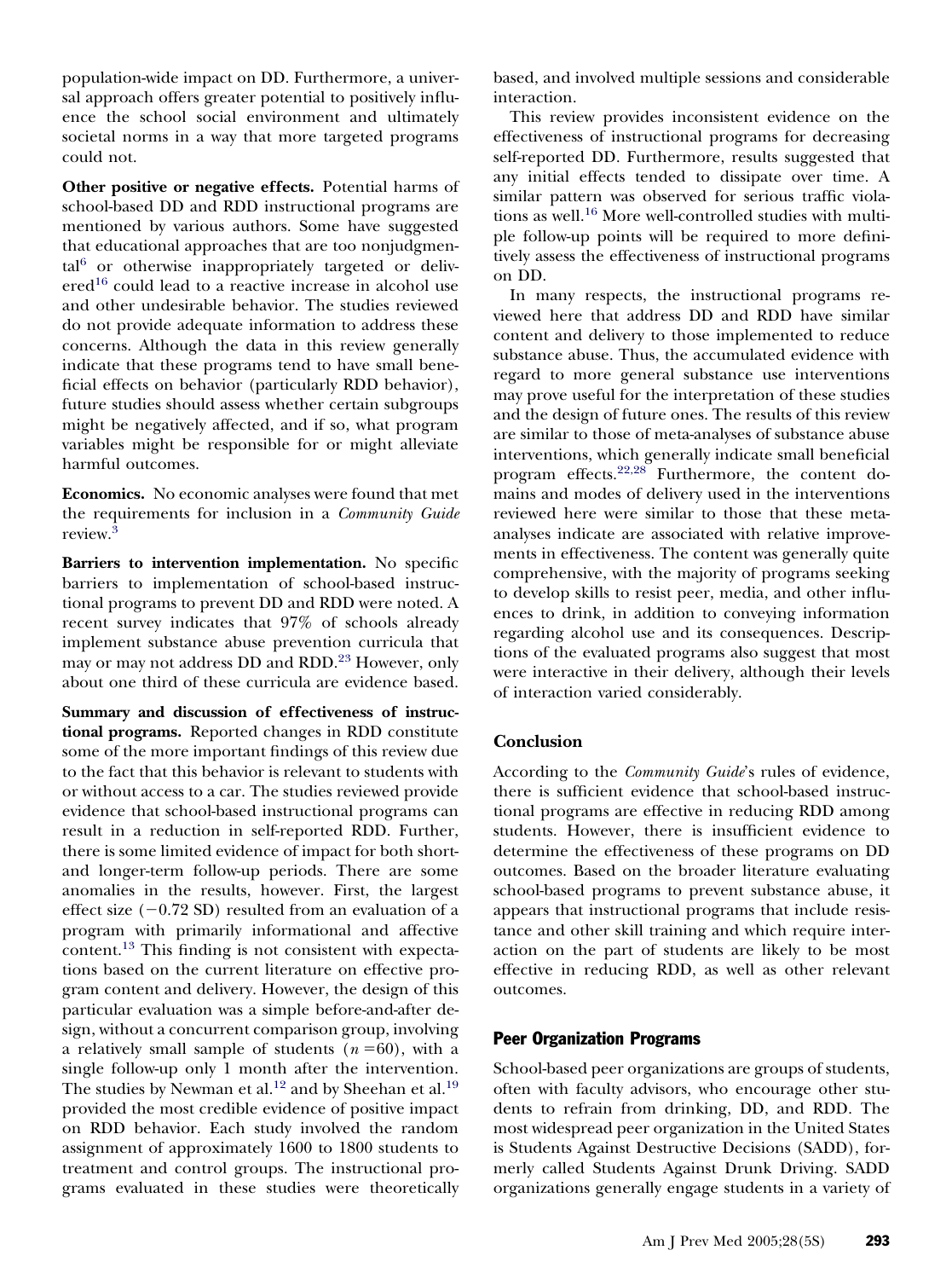population-wide impact on DD. Furthermore, a universal approach offers greater potential to positively influence the school social environment and ultimately societal norms in a way that more targeted programs could not.

**Other positive or negative effects.** Potential harms of school-based DD and RDD instructional programs are mentioned by various authors. Some have suggested that educational approaches that are too nonjudgmental[6] or otherwise inappropriately targeted or delivered[16] could lead to a reactive increase in alcohol use and other undesirable behavior. The studies reviewed do not provide adequate information to address these concerns. Although the data in this review generally indicate that these programs tend to have small beneficial effects on behavior (particularly RDD behavior), future studies should assess whether certain subgroups might be negatively affected, and if so, what program variables might be responsible for or might alleviate harmful outcomes.

**Economics.** No economic analyses were found that met the requirements for inclusion in a *Community Guide* review.[3]

**Barriers to intervention implementation.** No specific barriers to implementation of school-based instructional programs to prevent DD and RDD were noted. A recent survey indicates that 97% of schools already implement substance abuse prevention curricula that may or may not address DD and RDD.[23] However, only about one third of these curricula are evidence based.

**Summary and discussion of effectiveness of instructional programs.** Reported changes in RDD constitute some of the more important findings of this review due to the fact that this behavior is relevant to students with or without access to a car. The studies reviewed provide evidence that school-based instructional programs can result in a reduction in self-reported RDD. Further, there is some limited evidence of impact for both short- and longer-term follow-up periods. There are some anomalies in the results, however. First, the largest effect size (−0.72 SD) resulted from an evaluation of a program with primarily informational and affective content.[13] This finding is not consistent with expectations based on the current literature on effective program content and delivery. However, the design of this particular evaluation was a simple before-and-after design, without a concurrent comparison group, involving a relatively small sample of students ($n = 60$), with a single follow-up only 1 month after the intervention. The studies by Newman et al.[12] and by Sheehan et al.[19] provided the most credible evidence of positive impact on RDD behavior. Each study involved the random assignment of approximately 1600 to 1800 students to treatment and control groups. The instructional programs evaluated in these studies were theoretically based, and involved multiple sessions and considerable interaction.

This review provides inconsistent evidence on the effectiveness of instructional programs for decreasing self-reported DD. Furthermore, results suggested that any initial effects tended to dissipate over time. A similar pattern was observed for serious traffic violations as well.[16] More well-controlled studies with multiple follow-up points will be required to more definitively assess the effectiveness of instructional programs on DD.

In many respects, the instructional programs reviewed here that address DD and RDD have similar content and delivery to those implemented to reduce substance abuse. Thus, the accumulated evidence with regard to more general substance use interventions may prove useful for the interpretation of these studies and the design of future ones. The results of this review are similar to those of meta-analyses of substance abuse interventions, which generally indicate small beneficial program effects.[22,28] Furthermore, the content domains and modes of delivery used in the interventions reviewed here were similar to those that these meta-analyses indicate are associated with relative improvements in effectiveness. The content was generally quite comprehensive, with the majority of programs seeking to develop skills to resist peer, media, and other influences to drink, in addition to conveying information regarding alcohol use and its consequences. Descriptions of the evaluated programs also suggest that most were interactive in their delivery, although their levels of interaction varied considerably.

### Conclusion

According to the *Community Guide*'s rules of evidence, there is sufficient evidence that school-based instructional programs are effective in reducing RDD among students. However, there is insufficient evidence to determine the effectiveness of these programs on DD outcomes. Based on the broader literature evaluating school-based programs to prevent substance abuse, it appears that instructional programs that include resistance and other skill training and which require interaction on the part of students are likely to be most effective in reducing RDD, as well as other relevant outcomes.

## Peer Organization Programs

School-based peer organizations are groups of students, often with faculty advisors, who encourage other students to refrain from drinking, DD, and RDD. The most widespread peer organization in the United States is Students Against Destructive Decisions (SADD), formerly called Students Against Drunk Driving. SADD organizations generally engage students in a variety of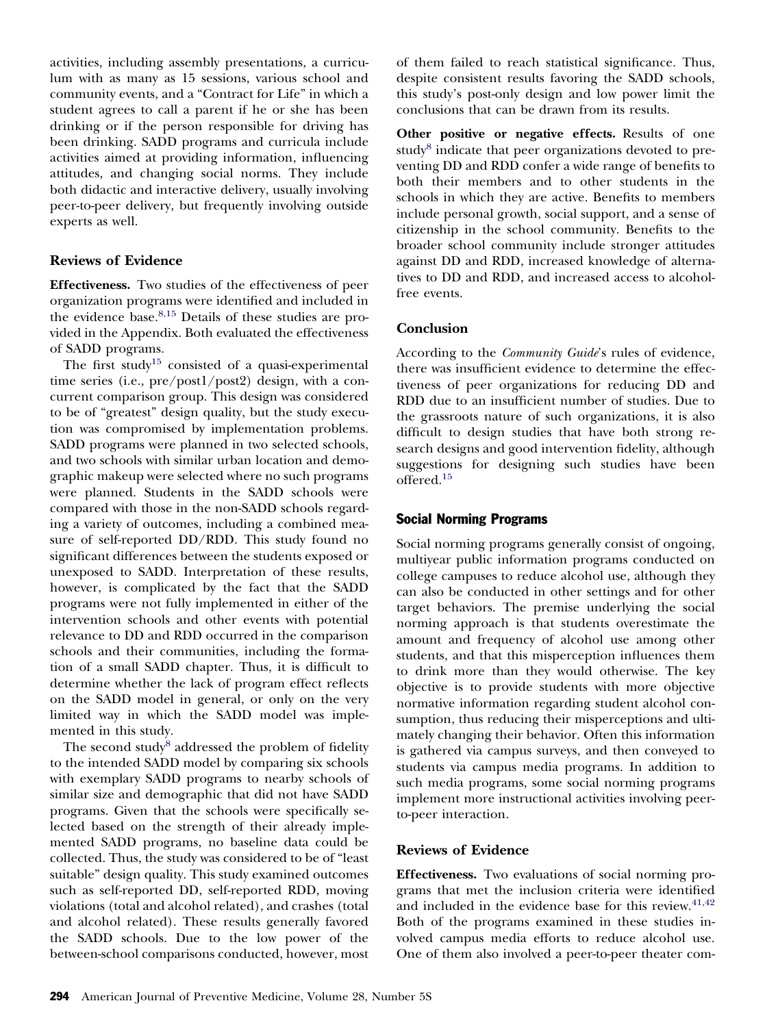activities, including assembly presentations, a curriculum with as many as 15 sessions, various school and community events, and a "Contract for Life" in which a student agrees to call a parent if he or she has been drinking or if the person responsible for driving has been drinking. SADD programs and curricula include activities aimed at providing information, influencing attitudes, and changing social norms. They include both didactic and interactive delivery, usually involving peer-to-peer delivery, but frequently involving outside experts as well.

### Reviews of Evidence

**Effectiveness.** Two studies of the effectiveness of peer organization programs were identified and included in the evidence base.[8,15] Details of these studies are provided in the Appendix. Both evaluated the effectiveness of SADD programs.

The first study[15] consisted of a quasi-experimental time series (i.e., pre/post1/post2) design, with a concurrent comparison group. This design was considered to be of "greatest" design quality, but the study execution was compromised by implementation problems. SADD programs were planned in two selected schools, and two schools with similar urban location and demographic makeup were selected where no such programs were planned. Students in the SADD schools were compared with those in the non-SADD schools regarding a variety of outcomes, including a combined measure of self-reported DD/RDD. This study found no significant differences between the students exposed or unexposed to SADD. Interpretation of these results, however, is complicated by the fact that the SADD programs were not fully implemented in either of the intervention schools and other events with potential relevance to DD and RDD occurred in the comparison schools and their communities, including the formation of a small SADD chapter. Thus, it is difficult to determine whether the lack of program effect reflects on the SADD model in general, or only on the very limited way in which the SADD model was implemented in this study.

The second study[8] addressed the problem of fidelity to the intended SADD model by comparing six schools with exemplary SADD programs to nearby schools of similar size and demographic that did not have SADD programs. Given that the schools were specifically selected based on the strength of their already implemented SADD programs, no baseline data could be collected. Thus, the study was considered to be of "least suitable" design quality. This study examined outcomes such as self-reported DD, self-reported RDD, moving violations (total and alcohol related), and crashes (total and alcohol related). These results generally favored the SADD schools. Due to the low power of the between-school comparisons conducted, however, most of them failed to reach statistical significance. Thus, despite consistent results favoring the SADD schools, this study's post-only design and low power limit the conclusions that can be drawn from its results.

**Other positive or negative effects.** Results of one study[8] indicate that peer organizations devoted to preventing DD and RDD confer a wide range of benefits to both their members and to other students in the schools in which they are active. Benefits to members include personal growth, social support, and a sense of citizenship in the school community. Benefits to the broader school community include stronger attitudes against DD and RDD, increased knowledge of alternatives to DD and RDD, and increased access to alcohol-free events.

### Conclusion

According to the *Community Guide*'s rules of evidence, there was insufficient evidence to determine the effectiveness of peer organizations for reducing DD and RDD due to an insufficient number of studies. Due to the grassroots nature of such organizations, it is also difficult to design studies that have both strong research designs and good intervention fidelity, although suggestions for designing such studies have been offered.[15]

## Social Norming Programs

Social norming programs generally consist of ongoing, multiyear public information programs conducted on college campuses to reduce alcohol use, although they can also be conducted in other settings and for other target behaviors. The premise underlying the social norming approach is that students overestimate the amount and frequency of alcohol use among other students, and that this misperception influences them to drink more than they would otherwise. The key objective is to provide students with more objective normative information regarding student alcohol consumption, thus reducing their misperceptions and ultimately changing their behavior. Often this information is gathered via campus surveys, and then conveyed to students via campus media programs. In addition to such media programs, some social norming programs implement more instructional activities involving peer-to-peer interaction.

### Reviews of Evidence

**Effectiveness.** Two evaluations of social norming programs that met the inclusion criteria were identified and included in the evidence base for this review.[41,42] Both of the programs examined in these studies involved campus media efforts to reduce alcohol use. One of them also involved a peer-to-peer theater com-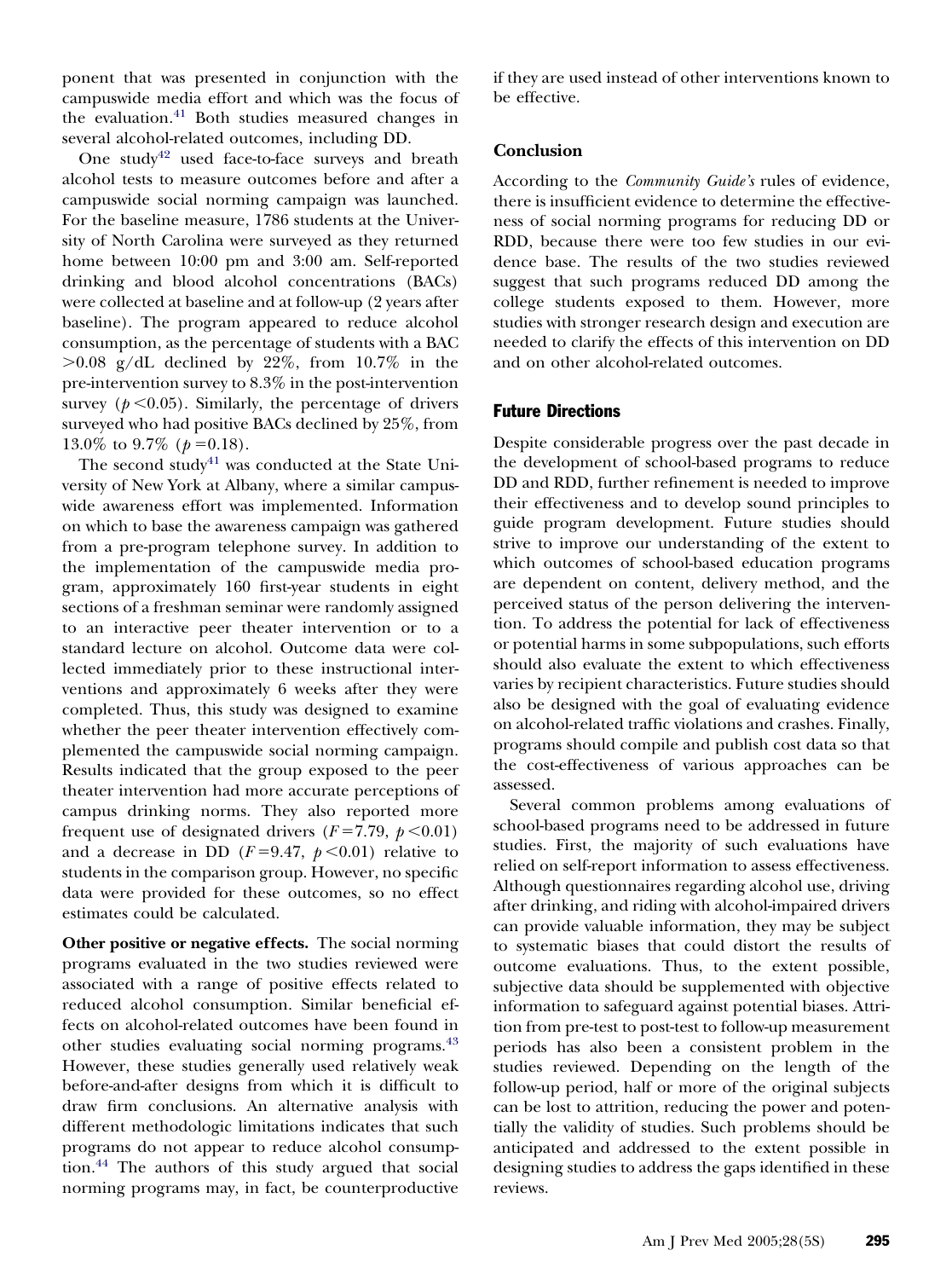ponent that was presented in conjunction with the campuswide media effort and which was the focus of the evaluation.[41] Both studies measured changes in several alcohol-related outcomes, including DD.

One study[42] used face-to-face surveys and breath alcohol tests to measure outcomes before and after a campuswide social norming campaign was launched. For the baseline measure, 1786 students at the University of North Carolina were surveyed as they returned home between 10:00 pm and 3:00 am. Self-reported drinking and blood alcohol concentrations (BACs) were collected at baseline and at follow-up (2 years after baseline). The program appeared to reduce alcohol consumption, as the percentage of students with a BAC >0.08 g/dL declined by 22%, from 10.7% in the pre-intervention survey to 8.3% in the post-intervention survey ($p < 0.05$). Similarly, the percentage of drivers surveyed who had positive BACs declined by 25%, from 13.0% to 9.7% ($p = 0.18$).

The second study[41] was conducted at the State University of New York at Albany, where a similar campuswide awareness effort was implemented. Information on which to base the awareness campaign was gathered from a pre-program telephone survey. In addition to the implementation of the campuswide media program, approximately 160 first-year students in eight sections of a freshman seminar were randomly assigned to an interactive peer theater intervention or to a standard lecture on alcohol. Outcome data were collected immediately prior to these instructional interventions and approximately 6 weeks after they were completed. Thus, this study was designed to examine whether the peer theater intervention effectively complemented the campuswide social norming campaign. Results indicated that the group exposed to the peer theater intervention had more accurate perceptions of campus drinking norms. They also reported more frequent use of designated drivers ($F = 7.79$, $p < 0.01$) and a decrease in DD ($F = 9.47$, $p < 0.01$) relative to students in the comparison group. However, no specific data were provided for these outcomes, so no effect estimates could be calculated.

**Other positive or negative effects.** The social norming programs evaluated in the two studies reviewed were associated with a range of positive effects related to reduced alcohol consumption. Similar beneficial effects on alcohol-related outcomes have been found in other studies evaluating social norming programs.[43] However, these studies generally used relatively weak before-and-after designs from which it is difficult to draw firm conclusions. An alternative analysis with different methodologic limitations indicates that such programs do not appear to reduce alcohol consumption.[44] The authors of this study argued that social norming programs may, in fact, be counterproductive if they are used instead of other interventions known to be effective.

### Conclusion

According to the *Community Guide's* rules of evidence, there is insufficient evidence to determine the effectiveness of social norming programs for reducing DD or RDD, because there were too few studies in our evidence base. The results of the two studies reviewed suggest that such programs reduced DD among the college students exposed to them. However, more studies with stronger research design and execution are needed to clarify the effects of this intervention on DD and on other alcohol-related outcomes.

## Future Directions

Despite considerable progress over the past decade in the development of school-based programs to reduce DD and RDD, further refinement is needed to improve their effectiveness and to develop sound principles to guide program development. Future studies should strive to improve our understanding of the extent to which outcomes of school-based education programs are dependent on content, delivery method, and the perceived status of the person delivering the intervention. To address the potential for lack of effectiveness or potential harms in some subpopulations, such efforts should also evaluate the extent to which effectiveness varies by recipient characteristics. Future studies should also be designed with the goal of evaluating evidence on alcohol-related traffic violations and crashes. Finally, programs should compile and publish cost data so that the cost-effectiveness of various approaches can be assessed.

Several common problems among evaluations of school-based programs need to be addressed in future studies. First, the majority of such evaluations have relied on self-report information to assess effectiveness. Although questionnaires regarding alcohol use, driving after drinking, and riding with alcohol-impaired drivers can provide valuable information, they may be subject to systematic biases that could distort the results of outcome evaluations. Thus, to the extent possible, subjective data should be supplemented with objective information to safeguard against potential biases. Attrition from pre-test to post-test to follow-up measurement periods has also been a consistent problem in the studies reviewed. Depending on the length of the follow-up period, half or more of the original subjects can be lost to attrition, reducing the power and potentially the validity of studies. Such problems should be anticipated and addressed to the extent possible in designing studies to address the gaps identified in these reviews.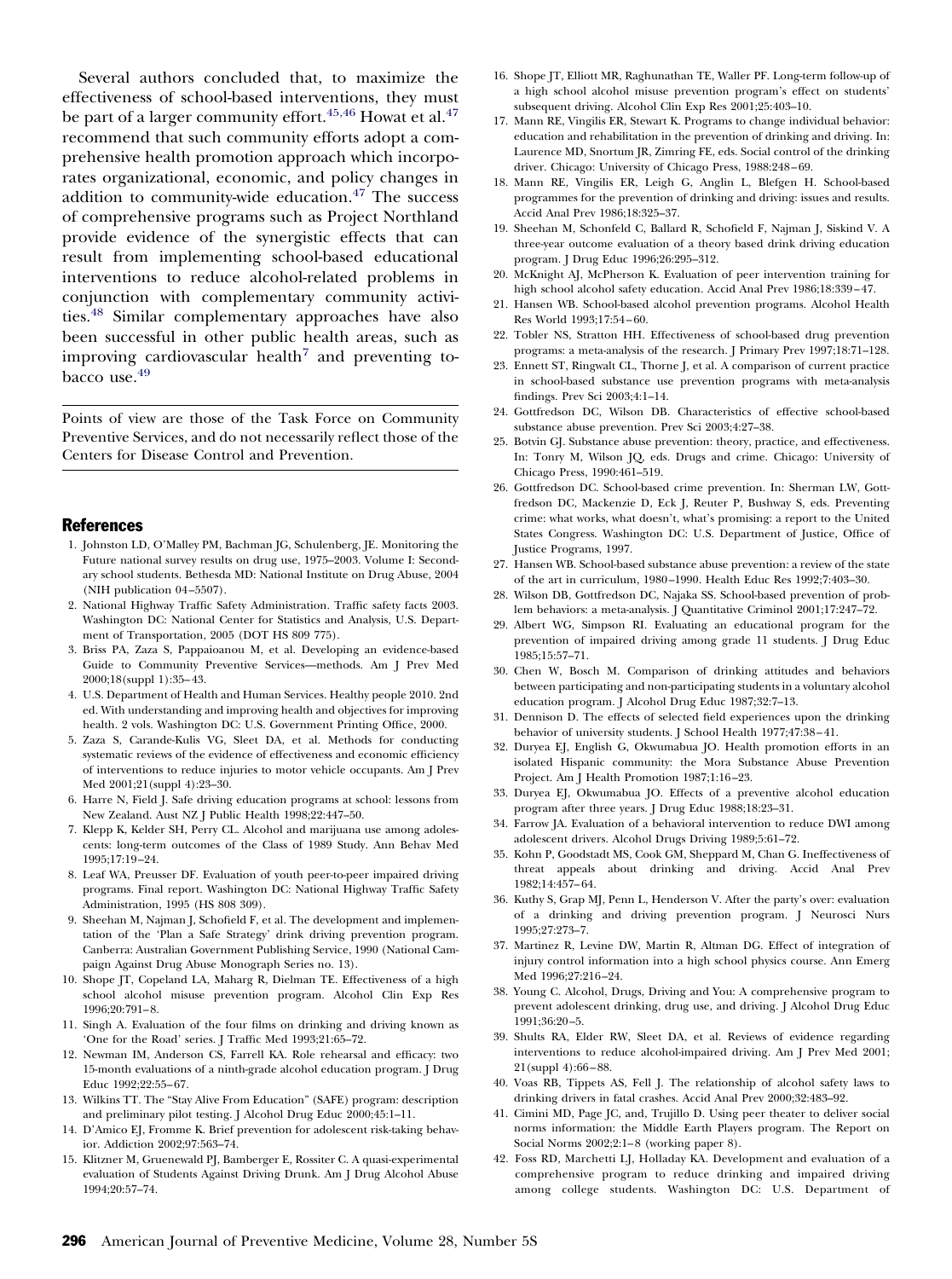Several authors concluded that, to maximize the effectiveness of school-based interventions, they must be part of a larger community effort.[45,46] Howat et al.[47] recommend that such community efforts adopt a comprehensive health promotion approach which incorporates organizational, economic, and policy changes in addition to community-wide education.[47] The success of comprehensive programs such as Project Northland provide evidence of the synergistic effects that can result from implementing school-based educational interventions to reduce alcohol-related problems in conjunction with complementary community activities.[48] Similar complementary approaches have also been successful in other public health areas, such as improving cardiovascular health[7] and preventing tobacco use.[49]

Points of view are those of the Task Force on Community Preventive Services, and do not necessarily reflect those of the Centers for Disease Control and Prevention.

## References

1. Johnston LD, O'Malley PM, Bachman JG, Schulenberg, JE. Monitoring the Future national survey results on drug use, 1975–2003. Volume I: Secondary school students. Bethesda MD: National Institute on Drug Abuse, 2004 (NIH publication 04–5507).
2. National Highway Traffic Safety Administration. Traffic safety facts 2003. Washington DC: National Center for Statistics and Analysis, U.S. Department of Transportation, 2005 (DOT HS 809 775).
3. Briss PA, Zaza S, Pappaioanou M, et al. Developing an evidence-based Guide to Community Preventive Services—methods. Am J Prev Med 2000;18(suppl 1):35–43.
4. U.S. Department of Health and Human Services. Healthy people 2010. 2nd ed. With understanding and improving health and objectives for improving health. 2 vols. Washington DC: U.S. Government Printing Office, 2000.
5. Zaza S, Carande-Kulis VG, Sleet DA, et al. Methods for conducting systematic reviews of the evidence of effectiveness and economic efficiency of interventions to reduce injuries to motor vehicle occupants. Am J Prev Med 2001;21(suppl 4):23–30.
6. Harre N, Field J. Safe driving education programs at school: lessons from New Zealand. Aust NZ J Public Health 1998;22:447–50.
7. Klepp K, Kelder SH, Perry CL. Alcohol and marijuana use among adolescents: long-term outcomes of the Class of 1989 Study. Ann Behav Med 1995;17:19–24.
8. Leaf WA, Preusser DF. Evaluation of youth peer-to-peer impaired driving programs. Final report. Washington DC: National Highway Traffic Safety Administration, 1995 (HS 808 309).
9. Sheehan M, Najman J, Schofield F, et al. The development and implementation of the 'Plan a Safe Strategy' drink driving prevention program. Canberra: Australian Government Publishing Service, 1990 (National Campaign Against Drug Abuse Monograph Series no. 13).
10. Shope JT, Copeland LA, Maharg R, Dielman TE. Effectiveness of a high school alcohol misuse prevention program. Alcohol Clin Exp Res 1996;20:791–8.
11. Singh A. Evaluation of the four films on drinking and driving known as 'One for the Road' series. J Traffic Med 1993;21:65–72.
12. Newman IM, Anderson CS, Farrell KA. Role rehearsal and efficacy: two 15-month evaluations of a ninth-grade alcohol education program. J Drug Educ 1992;22:55–67.
13. Wilkins TT. The "Stay Alive From Education" (SAFE) program: description and preliminary pilot testing. J Alcohol Drug Educ 2000;45:1–11.
14. D'Amico EJ, Fromme K. Brief prevention for adolescent risk-taking behavior. Addiction 2002;97:563–74.
15. Klitzner M, Gruenewald PJ, Bamberger E, Rossiter C. A quasi-experimental evaluation of Students Against Driving Drunk. Am J Drug Alcohol Abuse 1994;20:57–74.
16. Shope JT, Elliott MR, Raghunathan TE, Waller PF. Long-term follow-up of a high school alcohol misuse prevention program's effect on students' subsequent driving. Alcohol Clin Exp Res 2001;25:403–10.
17. Mann RE, Vingilis ER, Stewart K. Programs to change individual behavior: education and rehabilitation in the prevention of drinking and driving. In: Laurence MD, Snortum JR, Zimring FE, eds. Social control of the drinking driver. Chicago: University of Chicago Press, 1988:248–69.
18. Mann RE, Vingilis ER, Leigh G, Anglin L, Blefgen H. School-based programmes for the prevention of drinking and driving: issues and results. Accid Anal Prev 1986;18:325–37.
19. Sheehan M, Schonfeld C, Ballard R, Schofield F, Najman J, Siskind V. A three-year outcome evaluation of a theory based drink driving education program. J Drug Educ 1996;26:295–312.
20. McKnight AJ, McPherson K. Evaluation of peer intervention training for high school alcohol safety education. Accid Anal Prev 1986;18:339–47.
21. Hansen WB. School-based alcohol prevention programs. Alcohol Health Res World 1993;17:54–60.
22. Tobler NS, Stratton HH. Effectiveness of school-based drug prevention programs: a meta-analysis of the research. J Primary Prev 1997;18:71–128.
23. Ennett ST, Ringwalt CL, Thorne J, et al. A comparison of current practice in school-based substance use prevention programs with meta-analysis findings. Prev Sci 2003;4:1–14.
24. Gottfredson DC, Wilson DB. Characteristics of effective school-based substance abuse prevention. Prev Sci 2003;4:27–38.
25. Botvin GJ. Substance abuse prevention: theory, practice, and effectiveness. In: Tonry M, Wilson JQ, eds. Drugs and crime. Chicago: University of Chicago Press, 1990:461–519.
26. Gottfredson DC. School-based crime prevention. In: Sherman LW, Gottfredson DC, Mackenzie D, Eck J, Reuter P, Bushway S, eds. Preventing crime: what works, what doesn't, what's promising: a report to the United States Congress. Washington DC: U.S. Department of Justice, Office of Justice Programs, 1997.
27. Hansen WB. School-based substance abuse prevention: a review of the state of the art in curriculum, 1980–1990. Health Educ Res 1992;7:403–30.
28. Wilson DB, Gottfredson DC, Najaka SS. School-based prevention of problem behaviors: a meta-analysis. J Quantitative Criminol 2001;17:247–72.
29. Albert WG, Simpson RI. Evaluating an educational program for the prevention of impaired driving among grade 11 students. J Drug Educ 1985;15:57–71.
30. Chen W, Bosch M. Comparison of drinking attitudes and behaviors between participating and non-participating students in a voluntary alcohol education program. J Alcohol Drug Educ 1987;32:7–13.
31. Dennison D. The effects of selected field experiences upon the drinking behavior of university students. J School Health 1977;47:38–41.
32. Duryea EJ, English G, Okwumabua JO. Health promotion efforts in an isolated Hispanic community: the Mora Substance Abuse Prevention Project. Am J Health Promotion 1987;1:16–23.
33. Duryea EJ, Okwumabua JO. Effects of a preventive alcohol education program after three years. J Drug Educ 1988;18:23–31.
34. Farrow JA. Evaluation of a behavioral intervention to reduce DWI among adolescent drivers. Alcohol Drugs Driving 1989;5:61–72.
35. Kohn P, Goodstadt MS, Cook GM, Sheppard M, Chan G. Ineffectiveness of threat appeals about drinking and driving. Accid Anal Prev 1982;14:457–64.
36. Kuthy S, Grap MJ, Penn L, Henderson V. After the party's over: evaluation of a drinking and driving prevention program. J Neurosci Nurs 1995;27:273–7.
37. Martinez R, Levine DW, Martin R, Altman DG. Effect of integration of injury control information into a high school physics course. Ann Emerg Med 1996;27:216–24.
38. Young C. Alcohol, Drugs, Driving and You: A comprehensive program to prevent adolescent drinking, drug use, and driving. J Alcohol Drug Educ 1991;36:20–5.
39. Shults RA, Elder RW, Sleet DA, et al. Reviews of evidence regarding interventions to reduce alcohol-impaired driving. Am J Prev Med 2001; 21(suppl 4):66–88.
40. Voas RB, Tippets AS, Fell J. The relationship of alcohol safety laws to drinking drivers in fatal crashes. Accid Anal Prev 2000;32:483–92.
41. Cimini MD, Page JC, and, Trujillo D. Using peer theater to deliver social norms information: the Middle Earth Players program. The Report on Social Norms 2002;2:1–8 (working paper 8).
42. Foss RD, Marchetti LJ, Holladay KA. Development and evaluation of a comprehensive program to reduce drinking and impaired driving among college students. Washington DC: U.S. Department of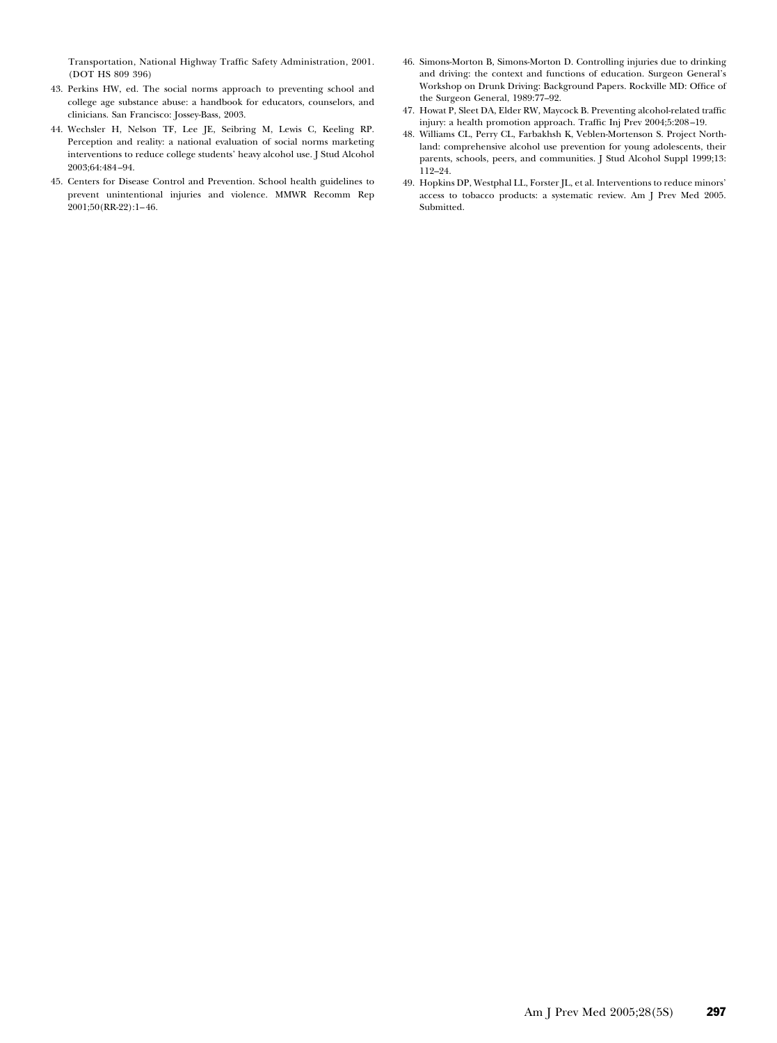Transportation, National Highway Traffic Safety Administration, 2001. (DOT HS 809 396)

43. Perkins HW, ed. The social norms approach to preventing school and college age substance abuse: a handbook for educators, counselors, and clinicians. San Francisco: Jossey-Bass, 2003.
44. Wechsler H, Nelson TF, Lee JE, Seibring M, Lewis C, Keeling RP. Perception and reality: a national evaluation of social norms marketing interventions to reduce college students' heavy alcohol use. J Stud Alcohol 2003;64:484–94.
45. Centers for Disease Control and Prevention. School health guidelines to prevent unintentional injuries and violence. MMWR Recomm Rep 2001;50(RR-22):1–46.
46. Simons-Morton B, Simons-Morton D. Controlling injuries due to drinking and driving: the context and functions of education. Surgeon General's Workshop on Drunk Driving: Background Papers. Rockville MD: Office of the Surgeon General, 1989:77–92.
47. Howat P, Sleet DA, Elder RW, Maycock B. Preventing alcohol-related traffic injury: a health promotion approach. Traffic Inj Prev 2004;5:208–19.
48. Williams CL, Perry CL, Farbakhsh K, Veblen-Mortenson S. Project Northland: comprehensive alcohol use prevention for young adolescents, their parents, schools, peers, and communities. J Stud Alcohol Suppl 1999;13: 112–24.
49. Hopkins DP, Westphal LL, Forster JL, et al. Interventions to reduce minors' access to tobacco products: a systematic review. Am J Prev Med 2005. Submitted.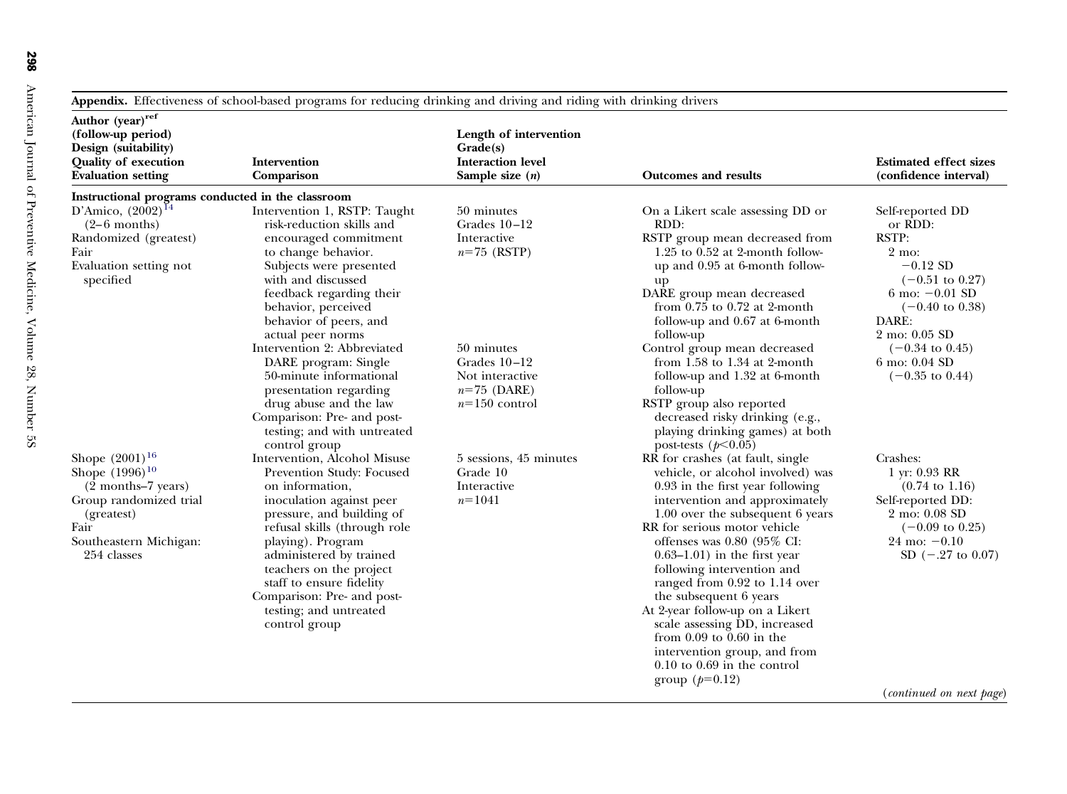**Appendix.** Effectiveness of school-based programs for reducing drinking and driving and riding with drinking drivers

| Author (year)[ref] (follow-up period) Design (suitability) Quality of execution Evaluation setting | Intervention Comparison | Length of intervention Grade(s) Interaction level Sample size ($n$) | Outcomes and results | Estimated effect sizes (confidence interval) |
|---|---|---|---|---|
| **Instructional programs conducted in the classroom** | | | | |
| D'Amico, (2002)[14] (2–6 months) Randomized (greatest) Fair Evaluation setting not specified | Intervention 1, RSTP: Taught risk-reduction skills and encouraged commitment to change behavior. Subjects were presented with and discussed feedback regarding their behavior, perceived behavior of peers, and actual peer norms<br>Intervention 2: Abbreviated DARE program: Single 50-minute informational presentation regarding drug abuse and the law<br>Comparison: Pre- and post-testing; and with untreated control group | 50 minutes Grades 10–12 Interactive $n$=75 (RSTP)<br>50 minutes Grades 10–12 Not interactive $n$=75 (DARE) $n$=150 control | On a Likert scale assessing DD or RDD:<br>RSTP group mean decreased from 1.25 to 0.52 at 2-month follow-up and 0.95 at 6-month follow-up<br>DARE group mean decreased from 0.75 to 0.72 at 2-month follow-up and 0.67 at 6-month follow-up<br>Control group mean decreased from 1.58 to 1.34 at 2-month follow-up and 1.32 at 6-month follow-up<br>RSTP group also reported decreased risky drinking (e.g., playing drinking games) at both post-tests ($p<0.05$) | Self-reported DD or RDD:<br>RSTP:<br>2 mo: −0.12 SD (−0.51 to 0.27)<br>6 mo: −0.01 SD (−0.40 to 0.38)<br>DARE:<br>2 mo: 0.05 SD (−0.34 to 0.45)<br>6 mo: 0.04 SD (−0.35 to 0.44) |
| Shope (2001)[16] Shope (1996)[10] (2 months–7 years) Group randomized trial (greatest) Fair Southeastern Michigan: 254 classes | Intervention, Alcohol Misuse Prevention Study: Focused on information, inoculation against peer pressure, and building of refusal skills (through role playing). Program administered by trained teachers on the project staff to ensure fidelity<br>Comparison: Pre- and post-testing; and untreated control group | 5 sessions, 45 minutes Grade 10 Interactive $n$=1041 | RR for crashes (at fault, single vehicle, or alcohol involved) was 0.93 in the first year following intervention and approximately 1.00 over the subsequent 6 years<br>RR for serious motor vehicle offenses was 0.80 (95% CI: 0.63–1.01) in the first year following intervention and ranged from 0.92 to 1.14 over the subsequent 6 years<br>At 2-year follow-up on a Likert scale assessing DD, increased from 0.09 to 0.60 in the intervention group, and from 0.10 to 0.69 in the control group ($p$=0.12) | Crashes:<br>1 yr: 0.93 RR (0.74 to 1.16)<br>Self-reported DD:<br>2 mo: 0.08 SD (−0.09 to 0.25)<br>24 mo: −0.10 SD (−.27 to 0.07) |

(*continued on next page*)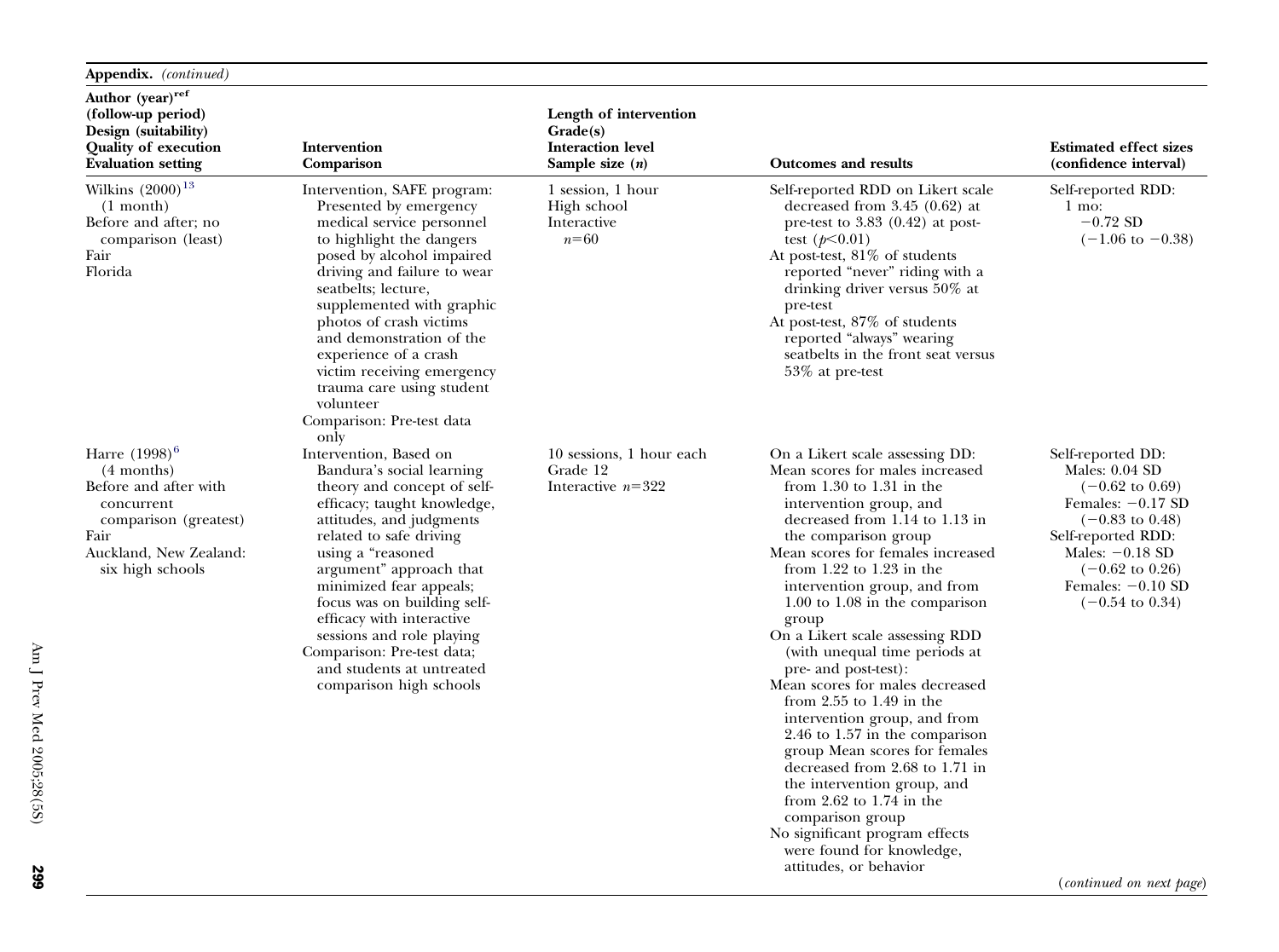**Appendix.** *(continued)*

| Author (year)[ref] (follow-up period) Design (suitability) Quality of execution Evaluation setting | Intervention Comparison | Length of intervention Grade(s) Interaction level Sample size ($n$) | Outcomes and results | Estimated effect sizes (confidence interval) |
|---|---|---|---|---|
| Wilkins (2000)[13] (1 month) Before and after; no comparison (least) Fair Florida | Intervention, SAFE program: Presented by emergency medical service personnel to highlight the dangers posed by alcohol impaired driving and failure to wear seatbelts; lecture, supplemented with graphic photos of crash victims and demonstration of the experience of a crash victim receiving emergency trauma care using student volunteer<br>Comparison: Pre-test data only | 1 session, 1 hour<br>High school<br>Interactive<br>$n$=60 | Self-reported RDD on Likert scale decreased from 3.45 (0.62) at pre-test to 3.83 (0.42) at post-test ($p$<0.01)<br>At post-test, 81% of students reported "never" riding with a drinking driver versus 50% at pre-test<br>At post-test, 87% of students reported "always" wearing seatbelts in the front seat versus 53% at pre-test | Self-reported RDD:<br>1 mo:<br>−0.72 SD<br>(−1.06 to −0.38) |
| Harre (1998)[6] (4 months) Before and after with concurrent comparison (greatest) Fair Auckland, New Zealand: six high schools | Intervention, Based on Bandura's social learning theory and concept of self-efficacy; taught knowledge, attitudes, and judgments related to safe driving using a "reasoned argument" approach that minimized fear appeals; focus was on building self-efficacy with interactive sessions and role playing<br>Comparison: Pre-test data; and students at untreated comparison high schools | 10 sessions, 1 hour each<br>Grade 12<br>Interactive $n$=322 | On a Likert scale assessing DD:<br>Mean scores for males increased from 1.30 to 1.31 in the intervention group, and decreased from 1.14 to 1.13 in the comparison group<br>Mean scores for females increased from 1.22 to 1.23 in the intervention group, and from 1.00 to 1.08 in the comparison group<br>On a Likert scale assessing RDD (with unequal time periods at pre- and post-test):<br>Mean scores for males decreased from 2.55 to 1.49 in the intervention group, and from 2.46 to 1.57 in the comparison group Mean scores for females decreased from 2.68 to 1.71 in the intervention group, and from 2.62 to 1.74 in the comparison group<br>No significant program effects were found for knowledge, attitudes, or behavior | Self-reported DD:<br>Males: 0.04 SD<br>(−0.62 to 0.69)<br>Females: −0.17 SD<br>(−0.83 to 0.48)<br>Self-reported RDD:<br>Males: −0.18 SD<br>(−0.62 to 0.26)<br>Females: −0.10 SD<br>(−0.54 to 0.34) |

(*continued on next page*)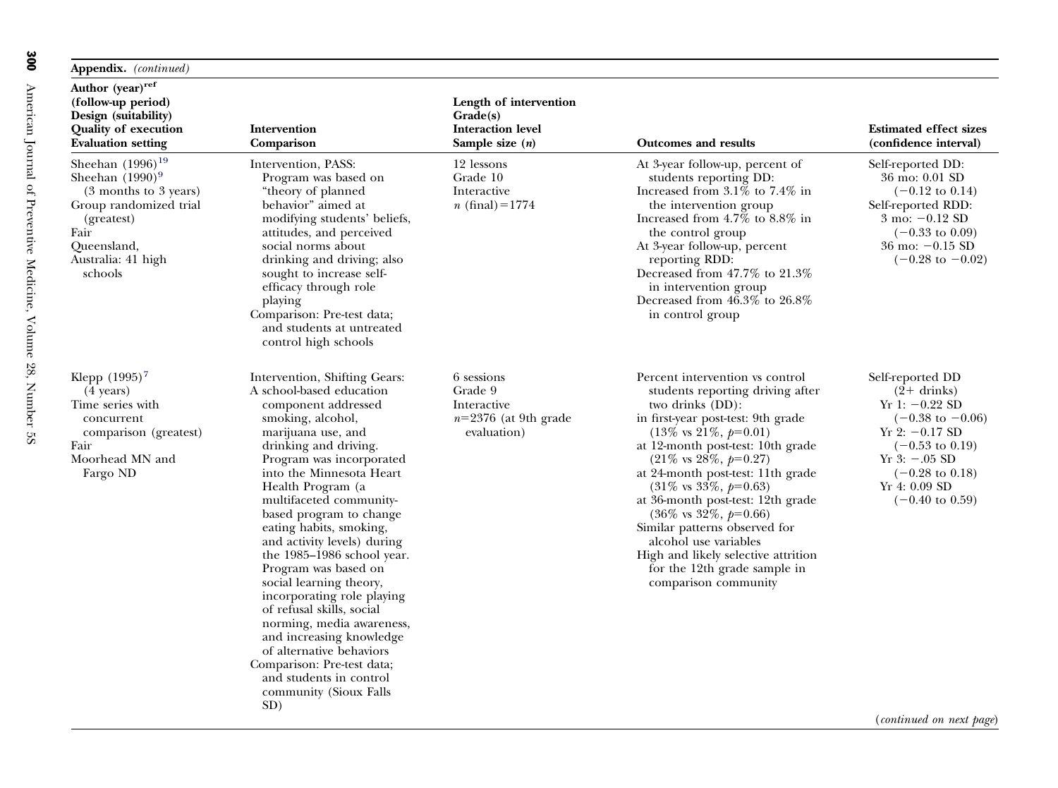**Appendix.** *(continued)*

| Author (year)[ref] (follow-up period) Design (suitability) Quality of execution Evaluation setting | Intervention Comparison | Length of intervention Grade(s) Interaction level Sample size ($n$) | Outcomes and results | Estimated effect sizes (confidence interval) |
|---|---|---|---|---|
| Sheehan (1996)[19] Sheehan (1990)[9] (3 months to 3 years) Group randomized trial (greatest) Fair Queensland, Australia: 41 high schools | Intervention, PASS: Program was based on "theory of planned behavior" aimed at modifying students' beliefs, attitudes, and perceived social norms about drinking and driving; also sought to increase self-efficacy through role playing Comparison: Pre-test data; and students at untreated control high schools | 12 lessons Grade 10 Interactive $n$ (final) = 1774 | At 3-year follow-up, percent of students reporting DD: Increased from 3.1% to 7.4% in the intervention group Increased from 4.7% to 8.8% in the control group At 3-year follow-up, percent reporting RDD: Decreased from 47.7% to 21.3% in intervention group Decreased from 46.3% to 26.8% in control group | Self-reported DD: 36 mo: 0.01 SD (−0.12 to 0.14) Self-reported RDD: 3 mo: −0.12 SD (−0.33 to 0.09) 36 mo: −0.15 SD (−0.28 to −0.02) |
| Klepp (1995)[7] (4 years) Time series with concurrent comparison (greatest) Fair Moorhead MN and Fargo ND | Intervention, Shifting Gears: A school-based education component addressed smoking, alcohol, marijuana use, and drinking and driving. Program was incorporated into the Minnesota Heart Health Program (a multifaceted community-based program to change eating habits, smoking, and activity levels) during the 1985–1986 school year. Program was based on social learning theory, incorporating role playing of refusal skills, social norming, media awareness, and increasing knowledge of alternative behaviors Comparison: Pre-test data; and students in control community (Sioux Falls SD) | 6 sessions Grade 9 Interactive $n$=2376 (at 9th grade evaluation) | Percent intervention vs control students reporting driving after two drinks (DD): in first-year post-test: 9th grade (13% vs 21%, $p$=0.01) at 12-month post-test: 10th grade (21% vs 28%, $p$=0.27) at 24-month post-test: 11th grade (31% vs 33%, $p$=0.63) at 36-month post-test: 12th grade (36% vs 32%, $p$=0.66) Similar patterns observed for alcohol use variables High and likely selective attrition for the 12th grade sample in comparison community | Self-reported DD (2+ drinks) Yr 1: −0.22 SD (−0.38 to −0.06) Yr 2: −0.17 SD (−0.53 to 0.19) Yr 3: −.05 SD (−0.28 to 0.18) Yr 4: 0.09 SD (−0.40 to 0.59) |

(*continued on next page*)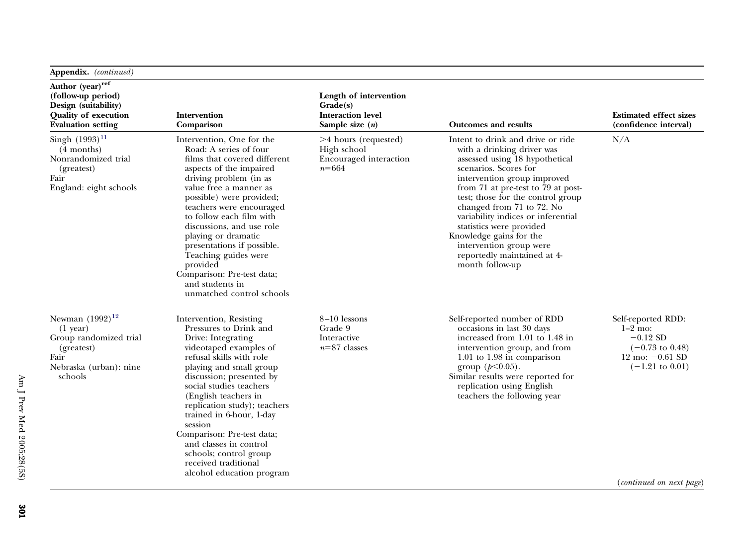**Appendix.** *(continued)*

| Author (year)[ref] (follow-up period) Design (suitability) Quality of execution Evaluation setting | Intervention Comparison | Length of intervention Grade(s) Interaction level Sample size ($n$) | Outcomes and results | Estimated effect sizes (confidence interval) |
|---|---|---|---|---|
| Singh (1993)[11] (4 months) Nonrandomized trial (greatest) Fair England: eight schools | Intervention, One for the Road: A series of four films that covered different aspects of the impaired driving problem (in as value free a manner as possible) were provided; teachers were encouraged to follow each film with discussions, and use role playing or dramatic presentations if possible. Teaching guides were provided<br>Comparison: Pre-test data; and students in unmatched control schools | >4 hours (requested) High school Encouraged interaction $n$=664 | Intent to drink and drive or ride with a drinking driver was assessed using 18 hypothetical scenarios. Scores for intervention group improved from 71 at pre-test to 79 at post-test; those for the control group changed from 71 to 72. No variability indices or inferential statistics were provided<br>Knowledge gains for the intervention group were reportedly maintained at 4-month follow-up | N/A |
| Newman (1992)[12] (1 year) Group randomized trial (greatest) Fair Nebraska (urban): nine schools | Intervention, Resisting Pressures to Drink and Drive: Integrating videotaped examples of refusal skills with role playing and small group discussion; presented by social studies teachers (English teachers in replication study); teachers trained in 6-hour, 1-day session<br>Comparison: Pre-test data; and classes in control schools; control group received traditional alcohol education program | 8–10 lessons Grade 9 Interactive $n$=87 classes | Self-reported number of RDD occasions in last 30 days increased from 1.01 to 1.48 in intervention group, and from 1.01 to 1.98 in comparison group ($p$<0.05).<br>Similar results were reported for replication using English teachers the following year | Self-reported RDD: 1–2 mo: −0.12 SD (−0.73 to 0.48) 12 mo: −0.61 SD (−1.21 to 0.01) |

(*continued on next page*)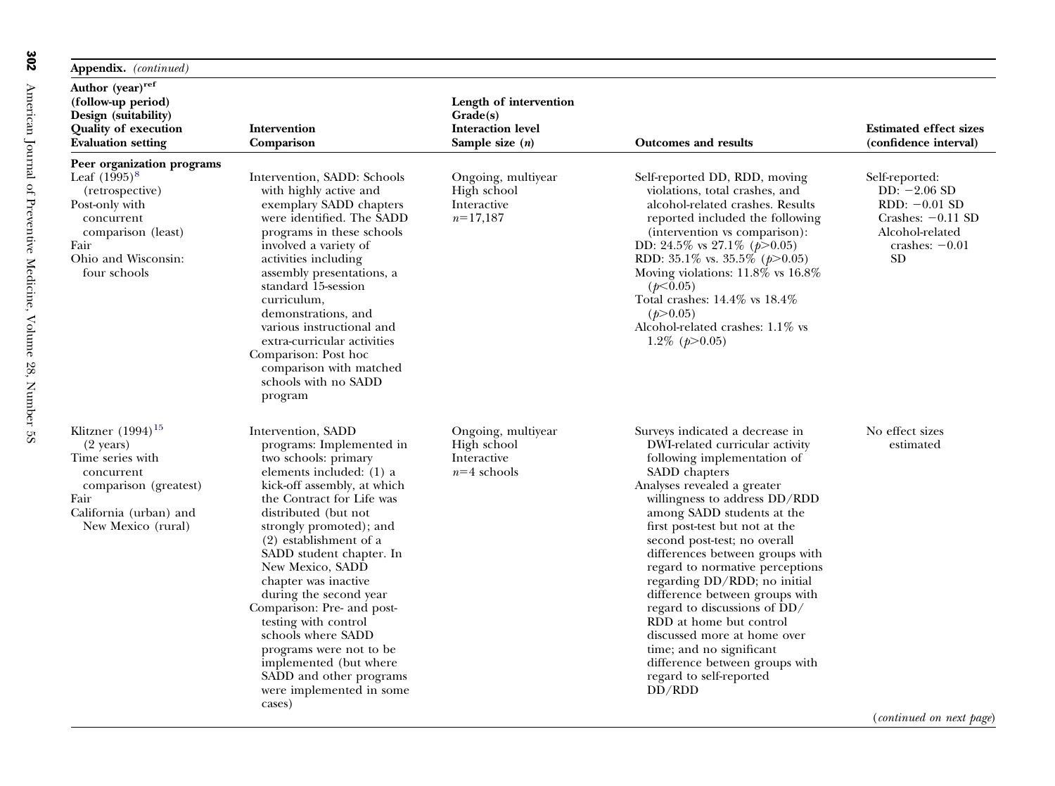**Appendix.** *(continued)*

| Author (year)[ref] (follow-up period) Design (suitability) Quality of execution Evaluation setting | Intervention Comparison | Length of intervention Grade(s) Interaction level Sample size ($n$) | Outcomes and results | Estimated effect sizes (confidence interval) |
|---|---|---|---|---|
| **Peer organization programs** | | | | |
| Leaf (1995)[8] (retrospective) Post-only with concurrent comparison (least) Fair Ohio and Wisconsin: four schools | Intervention, SADD: Schools with highly active and exemplary SADD chapters were identified. The SADD programs in these schools involved a variety of activities including assembly presentations, a standard 15-session curriculum, demonstrations, and various instructional and extra-curricular activities Comparison: Post hoc comparison with matched schools with no SADD program | Ongoing, multiyear High school Interactive $n$=17,187 | Self-reported DD, RDD, moving violations, total crashes, and alcohol-related crashes. Results reported included the following (intervention vs comparison): DD: 24.5% vs 27.1% ($p$>0.05) RDD: 35.1% vs. 35.5% ($p$>0.05) Moving violations: 11.8% vs 16.8% ($p$<0.05) Total crashes: 14.4% vs 18.4% ($p$>0.05) Alcohol-related crashes: 1.1% vs 1.2% ($p$>0.05) | Self-reported: DD: −2.06 SD RDD: −0.01 SD Crashes: −0.11 SD Alcohol-related crashes: −0.01 SD |
| Klitzner (1994)[15] (2 years) Time series with concurrent comparison (greatest) Fair California (urban) and New Mexico (rural) | Intervention, SADD programs: Implemented in two schools: primary elements included: (1) a kick-off assembly, at which the Contract for Life was distributed (but not strongly promoted); and (2) establishment of a SADD student chapter. In New Mexico, SADD chapter was inactive during the second year Comparison: Pre- and post-testing with control schools where SADD programs were not to be implemented (but where SADD and other programs were implemented in some cases) | Ongoing, multiyear High school Interactive $n$=4 schools | Surveys indicated a decrease in DWI-related curricular activity following implementation of SADD chapters Analyses revealed a greater willingness to address DD/RDD among SADD students at the first post-test but not at the second post-test; no overall differences between groups with regard to normative perceptions regarding DD/RDD; no initial difference between groups with regard to discussions of DD/RDD at home but control discussed more at home over time; and no significant difference between groups with regard to self-reported DD/RDD | No effect sizes estimated |

(*continued on next page*)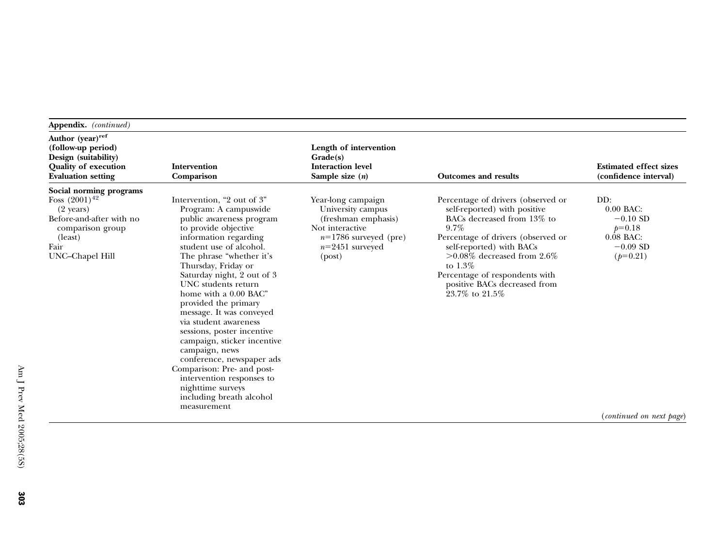**Appendix.** *(continued)*

| Author (year)[ref] (follow-up period) Design (suitability) Quality of execution Evaluation setting | Intervention Comparison | Length of intervention Grade(s) Interaction level Sample size ($n$) | Outcomes and results | Estimated effect sizes (confidence interval) |
|---|---|---|---|---|
| **Social norming programs** | | | | |
| Foss (2001)[42] (2 years) Before-and-after with no comparison group (least) Fair UNC–Chapel Hill | Intervention, "2 out of 3" Program: A campuswide public awareness program to provide objective information regarding student use of alcohol. The phrase "whether it's Thursday, Friday or Saturday night, 2 out of 3 UNC students return home with a 0.00 BAC" provided the primary message. It was conveyed via student awareness sessions, poster incentive campaign, sticker incentive campaign, news conference, newspaper ads Comparison: Pre- and post-intervention responses to nighttime surveys including breath alcohol measurement | Year-long campaign University campus (freshman emphasis) Not interactive $n$=1786 surveyed (pre) $n$=2451 surveyed (post) | Percentage of drivers (observed or self-reported) with positive BACs decreased from 13% to 9.7% Percentage of drivers (observed or self-reported) with BACs >0.08% decreased from 2.6% to 1.3% Percentage of respondents with positive BACs decreased from 23.7% to 21.5% | DD: 0.00 BAC: −0.10 SD $p$=0.18 0.08 BAC: −0.09 SD ($p$=0.21) |

(*continued on next page*)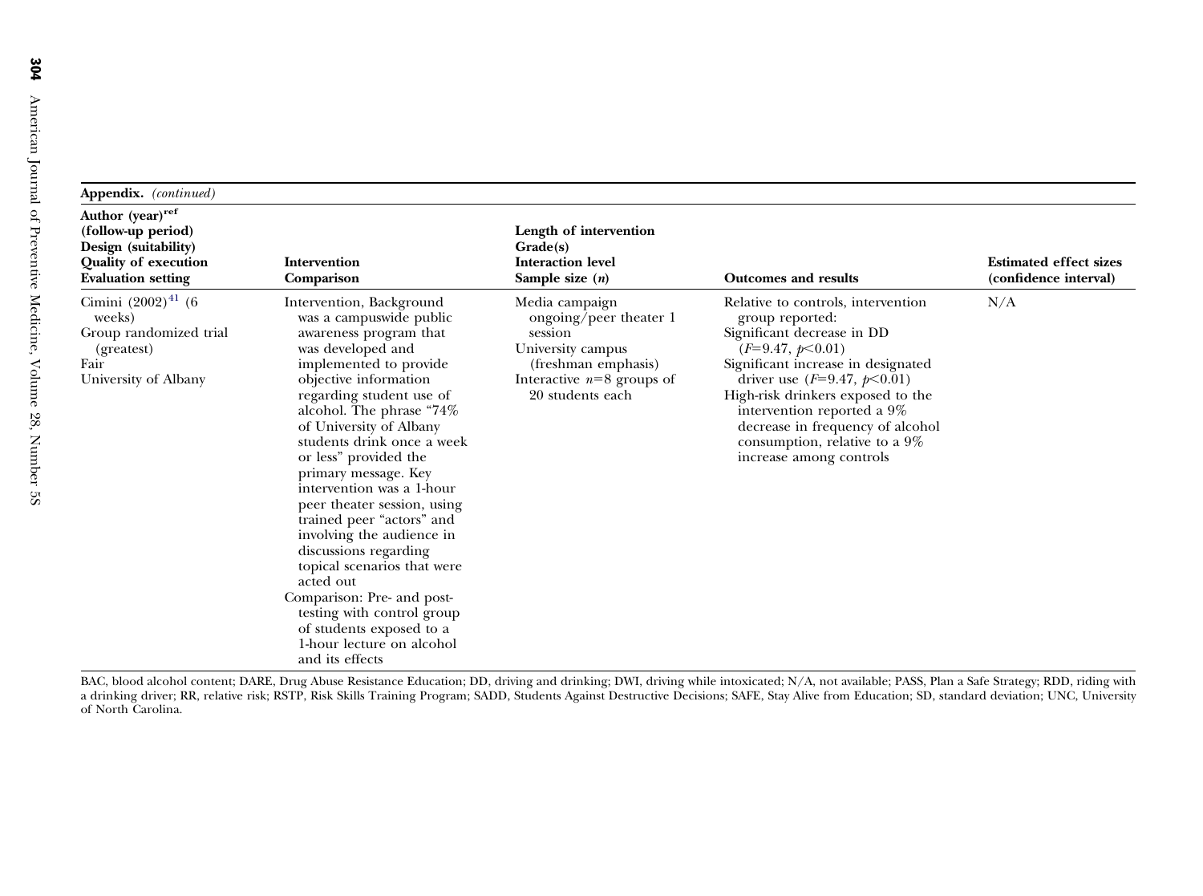**Appendix.** *(continued)*

| Author (year)[ref] (follow-up period) Design (suitability) Quality of execution Evaluation setting | Intervention Comparison | Length of intervention Grade(s) Interaction level Sample size (*n*) | Outcomes and results | Estimated effect sizes (confidence interval) |
|---|---|---|---|---|
| Cimini (2002)[41] (6 weeks)<br>Group randomized trial (greatest)<br>Fair<br>University of Albany | Intervention, Background was a campuswide public awareness program that was developed and implemented to provide objective information regarding student use of alcohol. The phrase "74% of University of Albany students drink once a week or less" provided the primary message. Key intervention was a 1-hour peer theater session, using trained peer "actors" and involving the audience in discussions regarding topical scenarios that were acted out<br>Comparison: Pre- and post-testing with control group of students exposed to a 1-hour lecture on alcohol and its effects | Media campaign ongoing/peer theater 1 session<br>University campus (freshman emphasis)<br>Interactive $n$=8 groups of 20 students each | Relative to controls, intervention group reported:<br>Significant decrease in DD ($F$=9.47, $p$<0.01)<br>Significant increase in designated driver use ($F$=9.47, $p$<0.01)<br>High-risk drinkers exposed to the intervention reported a 9% decrease in frequency of alcohol consumption, relative to a 9% increase among controls | N/A |

BAC, blood alcohol content; DARE, Drug Abuse Resistance Education; DD, driving and drinking; DWI, driving while intoxicated; N/A, not available; PASS, Plan a Safe Strategy; RDD, riding with a drinking driver; RR, relative risk; RSTP, Risk Skills Training Program; SADD, Students Against Destructive Decisions; SAFE, Stay Alive from Education; SD, standard deviation; UNC, University of North Carolina.